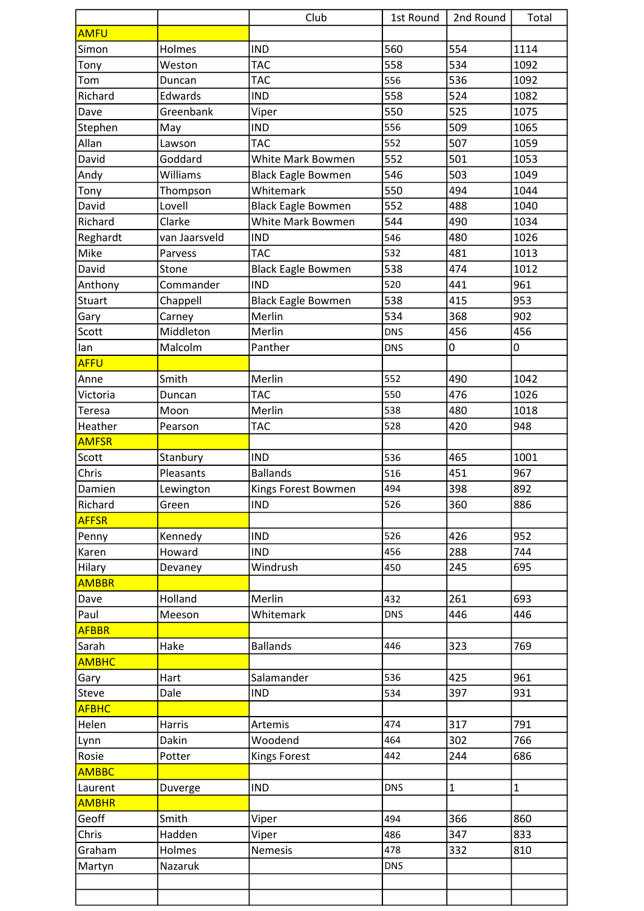| | | Club | 1st Round | 2nd Round | Total |
|---|---|---|---|---|---|
| AMFU | | | | | |
| Simon | Holmes | IND | 560 | 554 | 1114 |
| Tony | Weston | TAC | 558 | 534 | 1092 |
| Tom | Duncan | TAC | 556 | 536 | 1092 |
| Richard | Edwards | IND | 558 | 524 | 1082 |
| Dave | Greenbank | Viper | 550 | 525 | 1075 |
| Stephen | May | IND | 556 | 509 | 1065 |
| Allan | Lawson | TAC | 552 | 507 | 1059 |
| David | Goddard | White Mark Bowmen | 552 | 501 | 1053 |
| Andy | Williams | Black Eagle Bowmen | 546 | 503 | 1049 |
| Tony | Thompson | Whitemark | 550 | 494 | 1044 |
| David | Lovell | Black Eagle Bowmen | 552 | 488 | 1040 |
| Richard | Clarke | White Mark Bowmen | 544 | 490 | 1034 |
| Reghardt | van Jaarsveld | IND | 546 | 480 | 1026 |
| Mike | Parvess | TAC | 532 | 481 | 1013 |
| David | Stone | Black Eagle Bowmen | 538 | 474 | 1012 |
| Anthony | Commander | IND | 520 | 441 | 961 |
| Stuart | Chappell | Black Eagle Bowmen | 538 | 415 | 953 |
| Gary | Carney | Merlin | 534 | 368 | 902 |
| Scott | Middleton | Merlin | DNS | 456 | 456 |
| Ian | Malcolm | Panther | DNS | 0 | 0 |
| AFFU | | | | | |
| Anne | Smith | Merlin | 552 | 490 | 1042 |
| Victoria | Duncan | TAC | 550 | 476 | 1026 |
| Teresa | Moon | Merlin | 538 | 480 | 1018 |
| Heather | Pearson | TAC | 528 | 420 | 948 |
| AMFSR | | | | | |
| Scott | Stanbury | IND | 536 | 465 | 1001 |
| Chris | Pleasants | Ballands | 516 | 451 | 967 |
| Damien | Lewington | Kings Forest Bowmen | 494 | 398 | 892 |
| Richard | Green | IND | 526 | 360 | 886 |
| AFFSR | | | | | |
| Penny | Kennedy | IND | 526 | 426 | 952 |
| Karen | Howard | IND | 456 | 288 | 744 |
| Hilary | Devaney | Windrush | 450 | 245 | 695 |
| AMBBR | | | | | |
| Dave | Holland | Merlin | 432 | 261 | 693 |
| Paul | Meeson | Whitemark | DNS | 446 | 446 |
| AFBBR | | | | | |
| Sarah | Hake | Ballands | 446 | 323 | 769 |
| AMBHC | | | | | |
| Gary | Hart | Salamander | 536 | 425 | 961 |
| Steve | Dale | IND | 534 | 397 | 931 |
| AFBHC | | | | | |
| Helen | Harris | Artemis | 474 | 317 | 791 |
| Lynn | Dakin | Woodend | 464 | 302 | 766 |
| Rosie | Potter | Kings Forest | 442 | 244 | 686 |
| AMBBC | | | | | |
| Laurent | Duverge | IND | DNS | 1 | 1 |
| AMBHR | | | | | |
| Geoff | Smith | Viper | 494 | 366 | 860 |
| Chris | Hadden | Viper | 486 | 347 | 833 |
| Graham | Holmes | Nemesis | 478 | 332 | 810 |
| Martyn | Nazaruk | | DNS | | |
| | | | | | |
| | | | | | |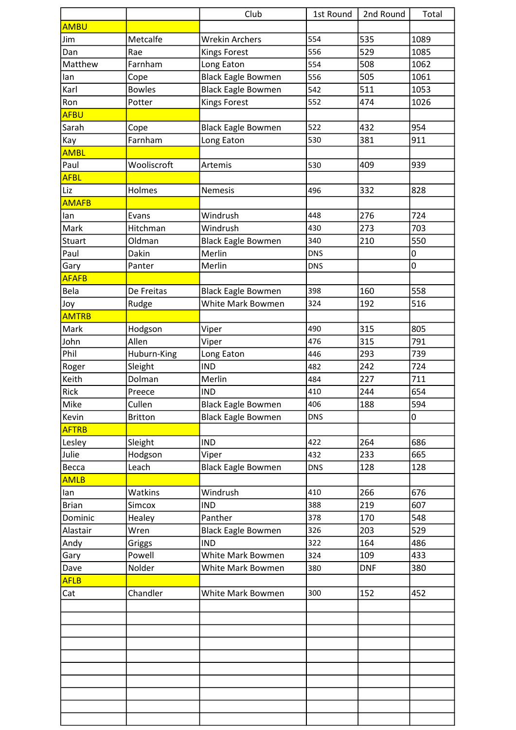| | | Club | 1st Round | 2nd Round | Total |
|---|---|---|---|---|---|
| AMBU | | | | | |
| Jim | Metcalfe | Wrekin Archers | 554 | 535 | 1089 |
| Dan | Rae | Kings Forest | 556 | 529 | 1085 |
| Matthew | Farnham | Long Eaton | 554 | 508 | 1062 |
| Ian | Cope | Black Eagle Bowmen | 556 | 505 | 1061 |
| Karl | Bowles | Black Eagle Bowmen | 542 | 511 | 1053 |
| Ron | Potter | Kings Forest | 552 | 474 | 1026 |
| AFBU | | | | | |
| Sarah | Cope | Black Eagle Bowmen | 522 | 432 | 954 |
| Kay | Farnham | Long Eaton | 530 | 381 | 911 |
| AMBL | | | | | |
| Paul | Wooliscroft | Artemis | 530 | 409 | 939 |
| AFBL | | | | | |
| Liz | Holmes | Nemesis | 496 | 332 | 828 |
| AMAFB | | | | | |
| Ian | Evans | Windrush | 448 | 276 | 724 |
| Mark | Hitchman | Windrush | 430 | 273 | 703 |
| Stuart | Oldman | Black Eagle Bowmen | 340 | 210 | 550 |
| Paul | Dakin | Merlin | DNS | | 0 |
| Gary | Panter | Merlin | DNS | | 0 |
| AFAFB | | | | | |
| Bela | De Freitas | Black Eagle Bowmen | 398 | 160 | 558 |
| Joy | Rudge | White Mark Bowmen | 324 | 192 | 516 |
| AMTRB | | | | | |
| Mark | Hodgson | Viper | 490 | 315 | 805 |
| John | Allen | Viper | 476 | 315 | 791 |
| Phil | Huburn-King | Long Eaton | 446 | 293 | 739 |
| Roger | Sleight | IND | 482 | 242 | 724 |
| Keith | Dolman | Merlin | 484 | 227 | 711 |
| Rick | Preece | IND | 410 | 244 | 654 |
| Mike | Cullen | Black Eagle Bowmen | 406 | 188 | 594 |
| Kevin | Britton | Black Eagle Bowmen | DNS | | 0 |
| AFTRB | | | | | |
| Lesley | Sleight | IND | 422 | 264 | 686 |
| Julie | Hodgson | Viper | 432 | 233 | 665 |
| Becca | Leach | Black Eagle Bowmen | DNS | 128 | 128 |
| AMLB | | | | | |
| Ian | Watkins | Windrush | 410 | 266 | 676 |
| Brian | Simcox | IND | 388 | 219 | 607 |
| Dominic | Healey | Panther | 378 | 170 | 548 |
| Alastair | Wren | Black Eagle Bowmen | 326 | 203 | 529 |
| Andy | Griggs | IND | 322 | 164 | 486 |
| Gary | Powell | White Mark Bowmen | 324 | 109 | 433 |
| Dave | Nolder | White Mark Bowmen | 380 | DNF | 380 |
| AFLB | | | | | |
| Cat | Chandler | White Mark Bowmen | 300 | 152 | 452 |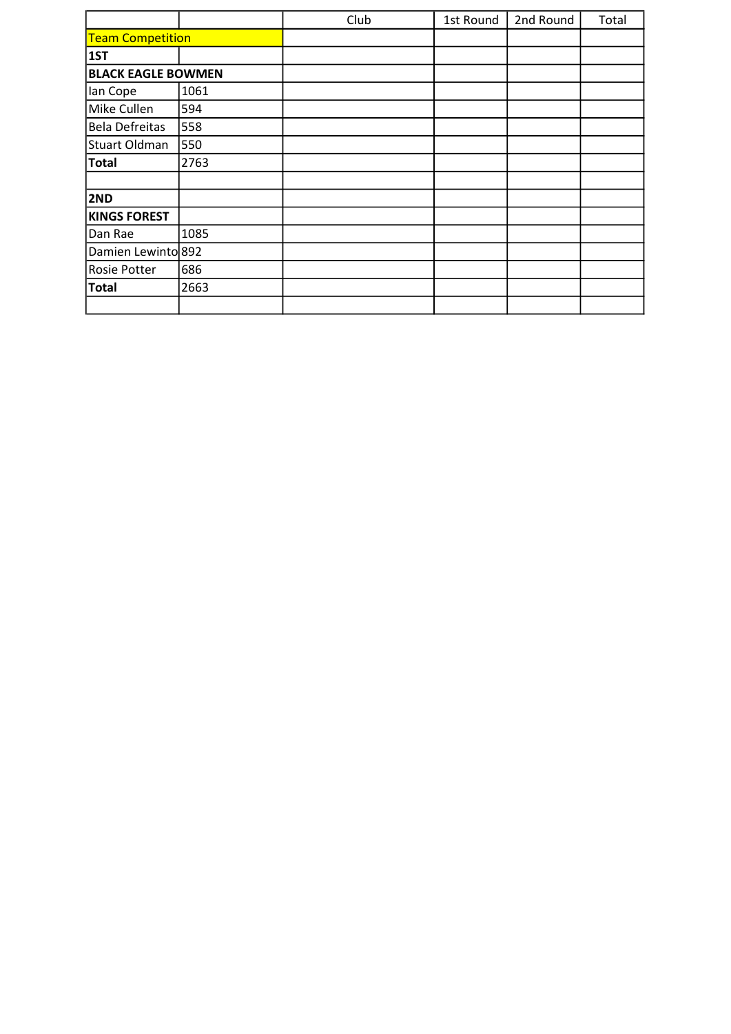| | | Club | 1st Round | 2nd Round | Total |
|---|---|---|---|---|---|
| Team Competition | | | | | |
| **1ST** | | | | | |
| **BLACK EAGLE BOWMEN** | | | | | |
| Ian Cope | 1061 | | | | |
| Mike Cullen | 594 | | | | |
| Bela Defreitas | 558 | | | | |
| Stuart Oldman | 550 | | | | |
| **Total** | 2763 | | | | |
| | | | | | |
| **2ND** | | | | | |
| **KINGS FOREST** | | | | | |
| Dan Rae | 1085 | | | | |
| Damien Lewinto | 892 | | | | |
| Rosie Potter | 686 | | | | |
| **Total** | 2663 | | | | |
| | | | | | |